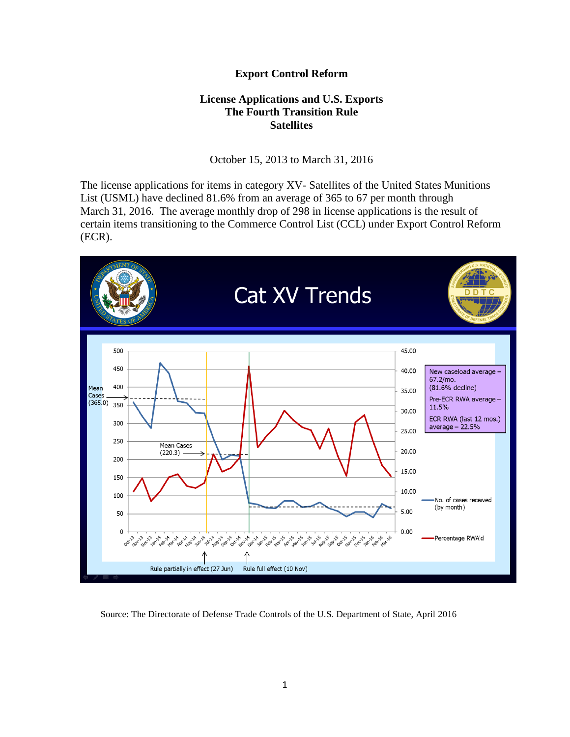**Export Control Reform**

**License Applications and U.S. Exports**
**The Fourth Transition Rule**
**Satellites**

October 15, 2013 to March 31, 2016

The license applications for items in category XV- Satellites of the United States Munitions List (USML) have declined 81.6% from an average of 365 to 67 per month through March 31, 2016. The average monthly drop of 298 in license applications is the result of certain items transitioning to the Commerce Control List (CCL) under Export Control Reform (ECR).

Source: The Directorate of Defense Trade Controls of the U.S. Department of State, April 2016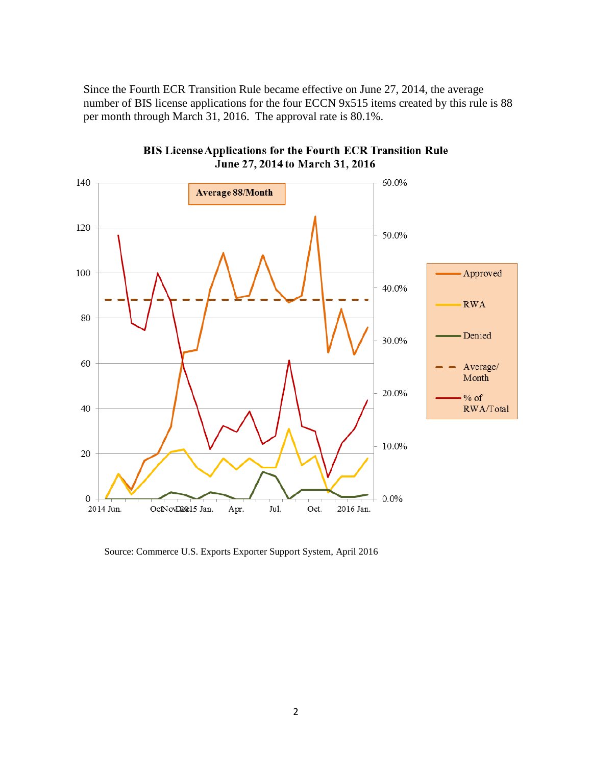Since the Fourth ECR Transition Rule became effective on June 27, 2014, the average number of BIS license applications for the four ECCN 9x515 items created by this rule is 88 per month through March 31, 2016. The approval rate is 80.1%.

**BIS License Applications for the Fourth ECR Transition Rule**
**June 27, 2014 to March 31, 2016**

Source: Commerce U.S. Exports Exporter Support System, April 2016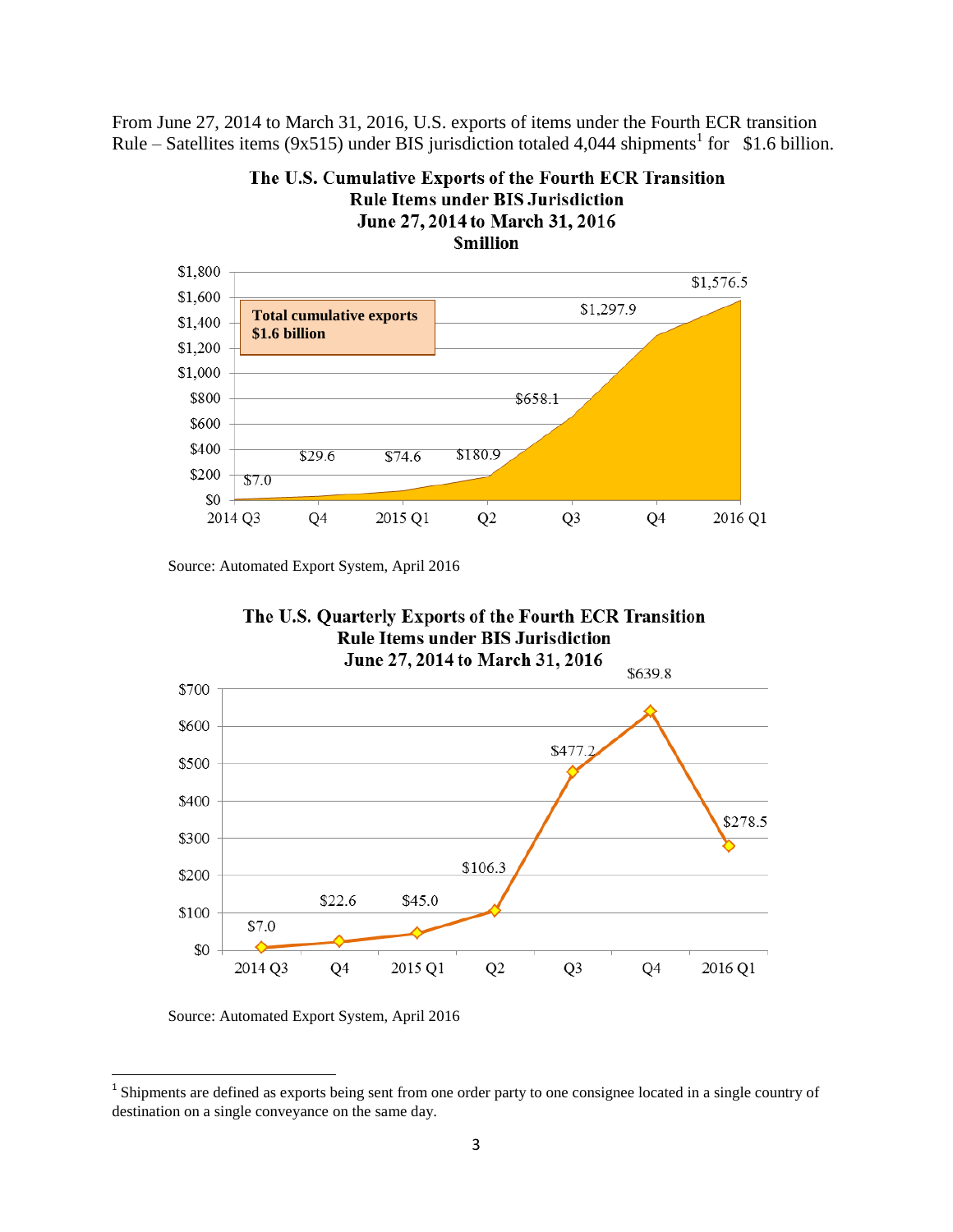From June 27, 2014 to March 31, 2016, U.S. exports of items under the Fourth ECR transition Rule – Satellites items (9x515) under BIS jurisdiction totaled 4,044 shipments[1] for $1.6 billion.

**The U.S. Cumulative Exports of the Fourth ECR Transition Rule Items under BIS Jurisdiction June 27, 2014 to March 31, 2016 $million**

**Total cumulative exports $1.6 billion**

| Quarter | Cumulative exports ($million) |
|---|---|
| 2014 Q3 | $7.0 |
| Q4 | $29.6 |
| 2015 Q1 | $74.6 |
| Q2 | $180.9 |
| Q3 | $658.1 |
| Q4 | $1,297.9 |
| 2016 Q1 | $1,576.5 |

Source: Automated Export System, April 2016

**The U.S. Quarterly Exports of the Fourth ECR Transition Rule Items under BIS Jurisdiction June 27, 2014 to March 31, 2016**

| Quarter | Quarterly exports ($million) |
|---|---|
| 2014 Q3 | $7.0 |
| Q4 | $22.6 |
| 2015 Q1 | $45.0 |
| Q2 | $106.3 |
| Q3 | $477.2 |
| Q4 | $639.8 |
| 2016 Q1 | $278.5 |

Source: Automated Export System, April 2016

[1] Shipments are defined as exports being sent from one order party to one consignee located in a single country of destination on a single conveyance on the same day.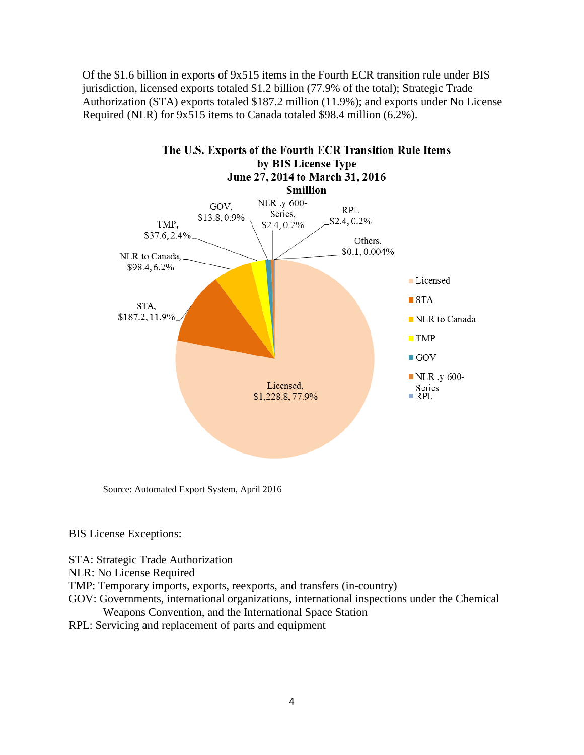Of the $1.6 billion in exports of 9x515 items in the Fourth ECR transition rule under BIS jurisdiction, licensed exports totaled $1.2 billion (77.9% of the total); Strategic Trade Authorization (STA) exports totaled $187.2 million (11.9%); and exports under No License Required (NLR) for 9x515 items to Canada totaled $98.4 million (6.2%).

**The U.S. Exports of the Fourth ECR Transition Rule Items by BIS License Type June 27, 2014 to March 31, 2016 $million**

GOV, $13.8, 0.9%

NLR .y 600-Series, $2.4, 0.2%

RPL $2.4, 0.2%

TMP, $37.6, 2.4%

Others, $0.1, 0.004%

NLR to Canada, $98.4, 6.2%

STA, $187.2, 11.9%

Licensed, $1,228.8, 77.9%

Licensed
STA
NLR to Canada
TMP
GOV
NLR .y 600-Series
RPL

Source: Automated Export System, April 2016

<u>BIS License Exceptions:</u>

STA: Strategic Trade Authorization
NLR: No License Required
TMP: Temporary imports, exports, reexports, and transfers (in-country)
GOV: Governments, international organizations, international inspections under the Chemical Weapons Convention, and the International Space Station
RPL: Servicing and replacement of parts and equipment